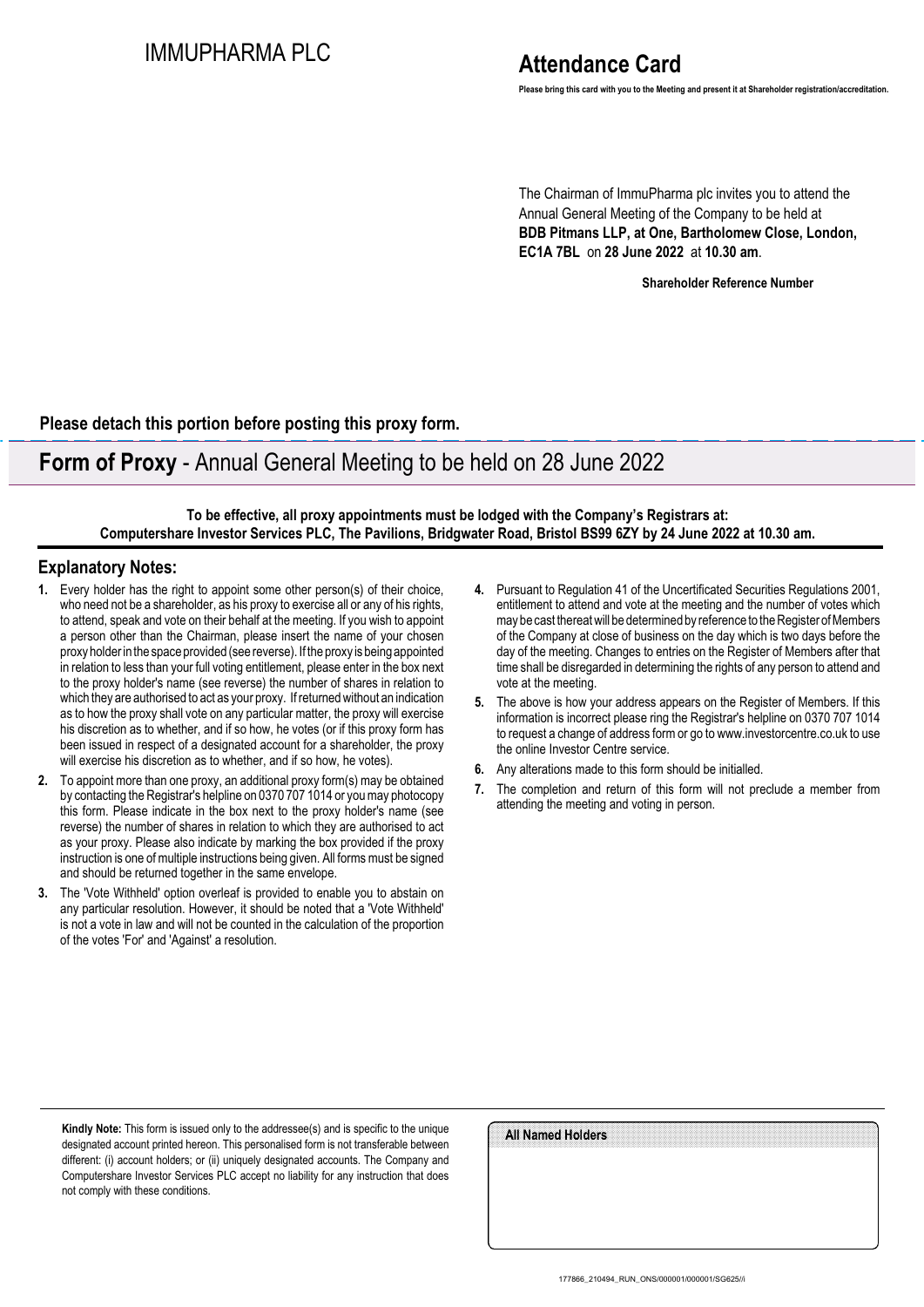IMMUPHARMA PLC

# Attendance Card

**Please bring this card with you to the Meeting and present it at Shareholder registration/accreditation.**

The Chairman of ImmuPharma plc invites you to attend the Annual General Meeting of the Company to be held at **BDB Pitmans LLP, at One, Bartholomew Close, London, EC1A 7BL** on **28 June 2022** at **10.30 am**.

**Shareholder Reference Number**

**Please detach this portion before posting this proxy form.**

# **Form of Proxy** - Annual General Meeting to be held on 28 June 2022

**To be effective, all proxy appointments must be lodged with the Company's Registrars at: Computershare Investor Services PLC, The Pavilions, Bridgwater Road, Bristol BS99 6ZY by 24 June 2022 at 10.30 am.**

## Explanatory Notes:

1. Every holder has the right to appoint some other person(s) of their choice, who need not be a shareholder, as his proxy to exercise all or any of his rights, to attend, speak and vote on their behalf at the meeting. If you wish to appoint a person other than the Chairman, please insert the name of your chosen proxy holder in the space provided (see reverse). If the proxy is being appointed in relation to less than your full voting entitlement, please enter in the box next to the proxy holder's name (see reverse) the number of shares in relation to which they are authorised to act as your proxy. If returned without an indication as to how the proxy shall vote on any particular matter, the proxy will exercise his discretion as to whether, and if so how, he votes (or if this proxy form has been issued in respect of a designated account for a shareholder, the proxy will exercise his discretion as to whether, and if so how, he votes).
2. To appoint more than one proxy, an additional proxy form(s) may be obtained by contacting the Registrar's helpline on 0370 707 1014 or you may photocopy this form. Please indicate in the box next to the proxy holder's name (see reverse) the number of shares in relation to which they are authorised to act as your proxy. Please also indicate by marking the box provided if the proxy instruction is one of multiple instructions being given. All forms must be signed and should be returned together in the same envelope.
3. The 'Vote Withheld' option overleaf is provided to enable you to abstain on any particular resolution. However, it should be noted that a 'Vote Withheld' is not a vote in law and will not be counted in the calculation of the proportion of the votes 'For' and 'Against' a resolution.
4. Pursuant to Regulation 41 of the Uncertificated Securities Regulations 2001, entitlement to attend and vote at the meeting and the number of votes which may be cast thereat will be determined by reference to the Register of Members of the Company at close of business on the day which is two days before the day of the meeting. Changes to entries on the Register of Members after that time shall be disregarded in determining the rights of any person to attend and vote at the meeting.
5. The above is how your address appears on the Register of Members. If this information is incorrect please ring the Registrar's helpline on 0370 707 1014 to request a change of address form or go to www.investorcentre.co.uk to use the online Investor Centre service.
6. Any alterations made to this form should be initialled.
7. The completion and return of this form will not preclude a member from attending the meeting and voting in person.

**Kindly Note:** This form is issued only to the addressee(s) and is specific to the unique designated account printed hereon. This personalised form is not transferable between different: (i) account holders; or (ii) uniquely designated accounts. The Company and Computershare Investor Services PLC accept no liability for any instruction that does not comply with these conditions.

All Named Holders

177866_210494_RUN_ONS/000001/000001/SG625//i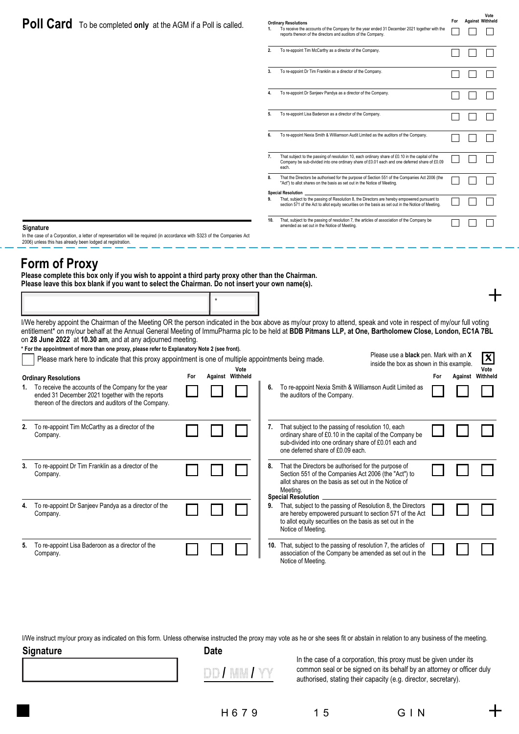# Poll Card

To be completed **only** at the AGM if a Poll is called.

| Ordinary Resolutions | For | Against | Vote Withheld |
|---|---|---|---|
| 1. To receive the accounts of the Company for the year ended 31 December 2021 together with the reports thereon of the directors and auditors of the Company. | ☐ | ☐ | ☐ |
| 2. To re-appoint Tim McCarthy as a director of the Company. | ☐ | ☐ | ☐ |
| 3. To re-appoint Dr Tim Franklin as a director of the Company. | ☐ | ☐ | ☐ |
| 4. To re-appoint Dr Sanjeev Pandya as a director of the Company. | ☐ | ☐ | ☐ |
| 5. To re-appoint Lisa Baderoon as a director of the Company. | ☐ | ☐ | ☐ |
| 6. To re-appoint Nexia Smith & Williamson Audit Limited as the auditors of the Company. | ☐ | ☐ | ☐ |
| 7. That subject to the passing of resolution 10, each ordinary share of £0.10 in the capital of the Company be sub-divided into one ordinary share of £0.01 each and one deferred share of £0.09 each. | ☐ | ☐ | ☐ |
| 8. That the Directors be authorised for the purpose of Section 551 of the Companies Act 2006 (the "Act") to allot shares on the basis as set out in the Notice of Meeting. | ☐ | ☐ | ☐ |
| **Special Resolution** | | | |
| 9. That, subject to the passing of Resolution 8, the Directors are hereby empowered pursuant to section 571 of the Act to allot equity securities on the basis as set out in the Notice of Meeting. | ☐ | ☐ | ☐ |
| 10. That, subject to the passing of resolution 7, the articles of association of the Company be amended as set out in the Notice of Meeting. | ☐ | ☐ | ☐ |

**Signature**

In the case of a Corporation, a letter of representation will be required (in accordance with S323 of the Companies Act 2006) unless this has already been lodged at registration.

# Form of Proxy

**Please complete this box only if you wish to appoint a third party proxy other than the Chairman.**
**Please leave this box blank if you want to select the Chairman. Do not insert your own name(s).**

| | * |
|---|---|

I/We hereby appoint the Chairman of the Meeting OR the person indicated in the box above as my/our proxy to attend, speak and vote in respect of my/our full voting entitlement* on my/our behalf at the Annual General Meeting of ImmuPharma plc to be held at **BDB Pitmans LLP, at One, Bartholomew Close, London, EC1A 7BL** on **28 June 2022** at **10.30 am**, and at any adjourned meeting.

**\* For the appointment of more than one proxy, please refer to Explanatory Note 2 (see front).**

☐ Please mark here to indicate that this proxy appointment is one of multiple appointments being made.

Please use a **black** pen. Mark with an **X** inside the box as shown in this example. ☒

| Ordinary Resolutions | For | Against | Vote Withheld |
|---|---|---|---|
| 1. To receive the accounts of the Company for the year ended 31 December 2021 together with the reports thereon of the directors and auditors of the Company. | ☐ | ☐ | ☐ |
| 2. To re-appoint Tim McCarthy as a director of the Company. | ☐ | ☐ | ☐ |
| 3. To re-appoint Dr Tim Franklin as a director of the Company. | ☐ | ☐ | ☐ |
| 4. To re-appoint Dr Sanjeev Pandya as a director of the Company. | ☐ | ☐ | ☐ |
| 5. To re-appoint Lisa Baderoon as a director of the Company. | ☐ | ☐ | ☐ |
| 6. To re-appoint Nexia Smith & Williamson Audit Limited as the auditors of the Company. | ☐ | ☐ | ☐ |
| 7. That subject to the passing of resolution 10, each ordinary share of £0.10 in the capital of the Company be sub-divided into one ordinary share of £0.01 each and one deferred share of £0.09 each. | ☐ | ☐ | ☐ |
| 8. That the Directors be authorised for the purpose of Section 551 of the Companies Act 2006 (the "Act") to allot shares on the basis as set out in the Notice of Meeting. | ☐ | ☐ | ☐ |
| **Special Resolution** | | | |
| 9. That, subject to the passing of Resolution 8, the Directors are hereby empowered pursuant to section 571 of the Act to allot equity securities on the basis as set out in the Notice of Meeting. | ☐ | ☐ | ☐ |
| 10. That, subject to the passing of resolution 7, the articles of association of the Company be amended as set out in the Notice of Meeting. | ☐ | ☐ | ☐ |

I/We instruct my/our proxy as indicated on this form. Unless otherwise instructed the proxy may vote as he or she sees fit or abstain in relation to any business of the meeting.

**Signature**

**Date**

DD / MM / YY

In the case of a corporation, this proxy must be given under its common seal or be signed on its behalf by an attorney or officer duly authorised, stating their capacity (e.g. director, secretary).

H679 15 GIN